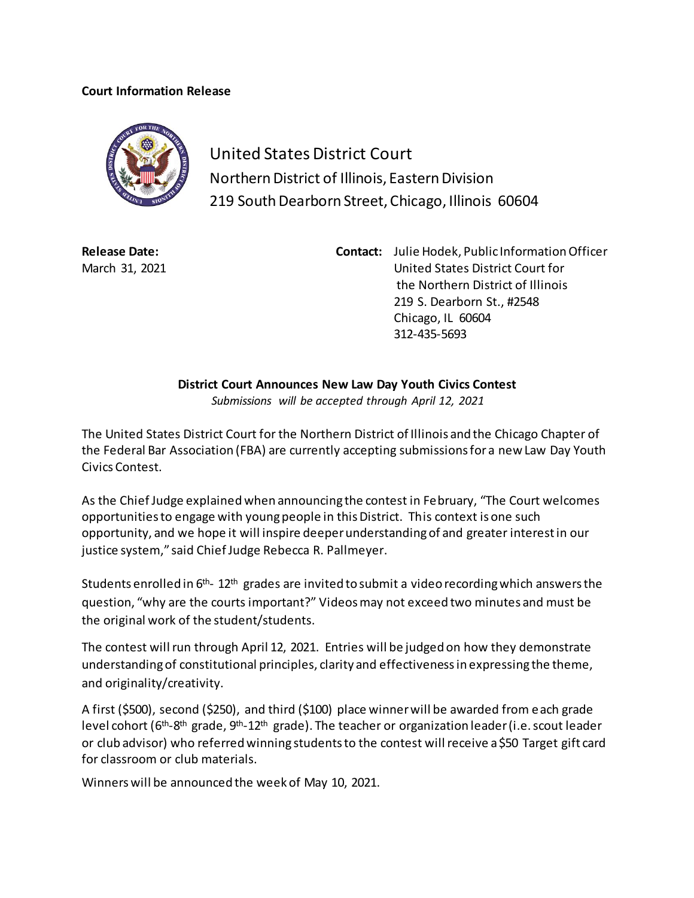**Court Information Release**

United States District Court
Northern District of Illinois, Eastern Division
219 South Dearborn Street, Chicago, Illinois 60604

**Release Date:**
March 31, 2021

**Contact:** Julie Hodek, Public Information Officer
United States District Court for
the Northern District of Illinois
219 S. Dearborn St., #2548
Chicago, IL 60604
312-435-5693

**District Court Announces New Law Day Youth Civics Contest**

*Submissions will be accepted through April 12, 2021*

The United States District Court for the Northern District of Illinois and the Chicago Chapter of the Federal Bar Association (FBA) are currently accepting submissions for a new Law Day Youth Civics Contest.

As the Chief Judge explained when announcing the contest in February, "The Court welcomes opportunities to engage with young people in this District. This context is one such opportunity, and we hope it will inspire deeper understanding of and greater interest in our justice system," said Chief Judge Rebecca R. Pallmeyer.

Students enrolled in 6th- 12th grades are invited to submit a video recording which answers the question, "why are the courts important?" Videos may not exceed two minutes and must be the original work of the student/students.

The contest will run through April 12, 2021. Entries will be judged on how they demonstrate understanding of constitutional principles, clarity and effectiveness in expressing the theme, and originality/creativity.

A first ($500), second ($250), and third ($100) place winner will be awarded from each grade level cohort (6th-8th grade, 9th-12th grade). The teacher or organization leader (i.e. scout leader or club advisor) who referred winning students to the contest will receive a $50 Target gift card for classroom or club materials.

Winners will be announced the week of May 10, 2021.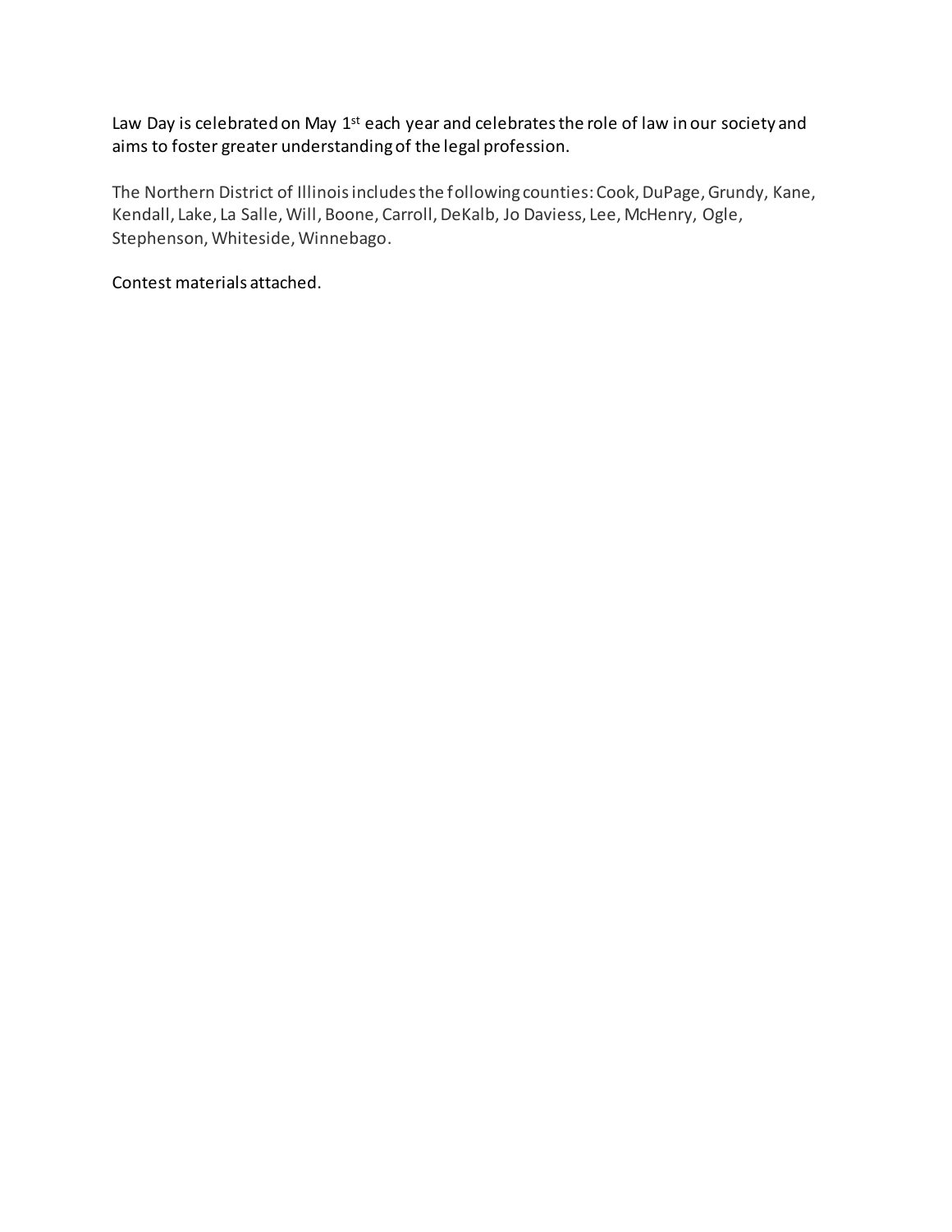Law Day is celebrated on May 1st each year and celebrates the role of law in our society and aims to foster greater understanding of the legal profession.

The Northern District of Illinois includes the following counties: Cook, DuPage, Grundy, Kane, Kendall, Lake, La Salle, Will, Boone, Carroll, DeKalb, Jo Daviess, Lee, McHenry, Ogle, Stephenson, Whiteside, Winnebago.

Contest materials attached.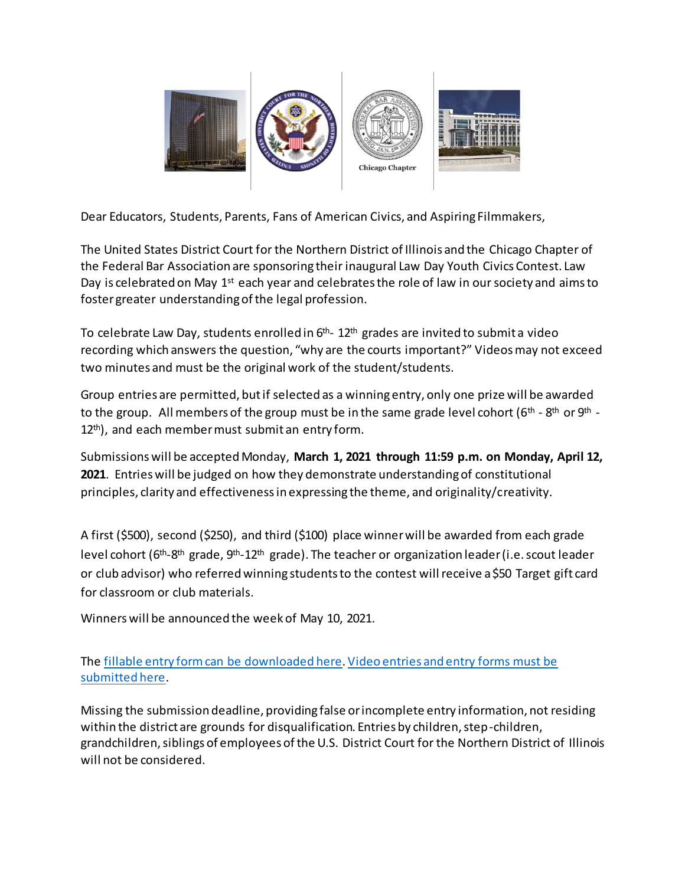Dear Educators, Students, Parents, Fans of American Civics, and Aspiring Filmmakers,

The United States District Court for the Northern District of Illinois and the Chicago Chapter of the Federal Bar Association are sponsoring their inaugural Law Day Youth Civics Contest. Law Day is celebrated on May 1st each year and celebrates the role of law in our society and aims to foster greater understanding of the legal profession.

To celebrate Law Day, students enrolled in 6th- 12th grades are invited to submit a video recording which answers the question, "why are the courts important?" Videos may not exceed two minutes and must be the original work of the student/students.

Group entries are permitted, but if selected as a winning entry, only one prize will be awarded to the group. All members of the group must be in the same grade level cohort (6th - 8th or 9th - 12th), and each member must submit an entry form.

Submissions will be accepted Monday, **March 1, 2021 through 11:59 p.m. on Monday, April 12, 2021**. Entries will be judged on how they demonstrate understanding of constitutional principles, clarity and effectiveness in expressing the theme, and originality/creativity.

A first ($500), second ($250), and third ($100) place winner will be awarded from each grade level cohort (6th-8th grade, 9th-12th grade). The teacher or organization leader (i.e. scout leader or club advisor) who referred winning students to the contest will receive a $50 Target gift card for classroom or club materials.

Winners will be announced the week of May 10, 2021.

The fillable entry form can be downloaded here. Video entries and entry forms must be submitted here.

Missing the submission deadline, providing false or incomplete entry information, not residing within the district are grounds for disqualification. Entries by children, step-children, grandchildren, siblings of employees of the U.S. District Court for the Northern District of Illinois will not be considered.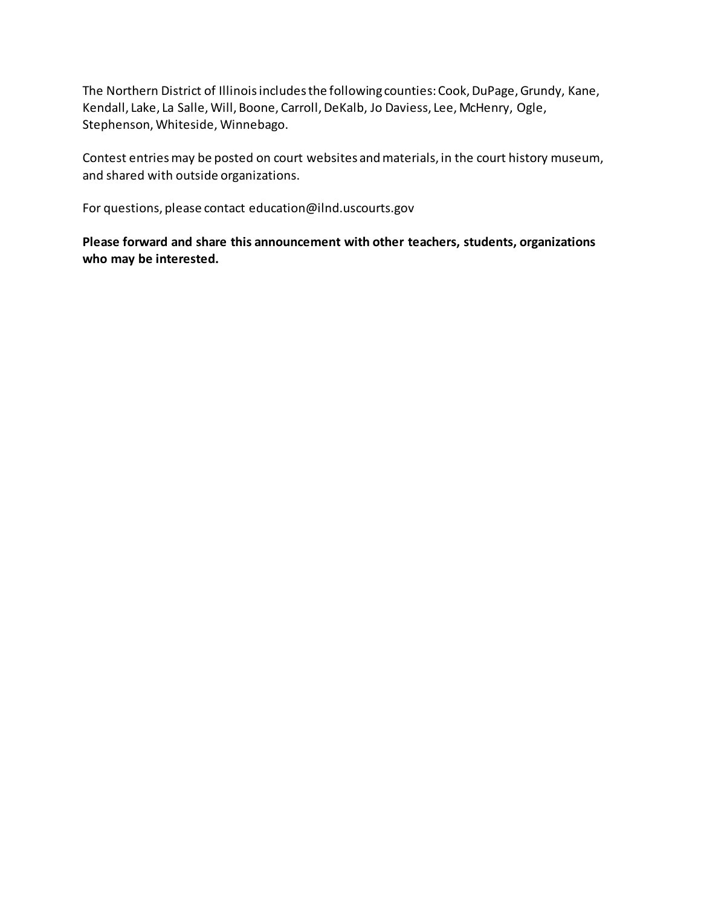The Northern District of Illinois includes the following counties: Cook, DuPage, Grundy, Kane, Kendall, Lake, La Salle, Will, Boone, Carroll, DeKalb, Jo Daviess, Lee, McHenry, Ogle, Stephenson, Whiteside, Winnebago.

Contest entries may be posted on court websites and materials, in the court history museum, and shared with outside organizations.

For questions, please contact education@ilnd.uscourts.gov

**Please forward and share this announcement with other teachers, students, organizations who may be interested.**